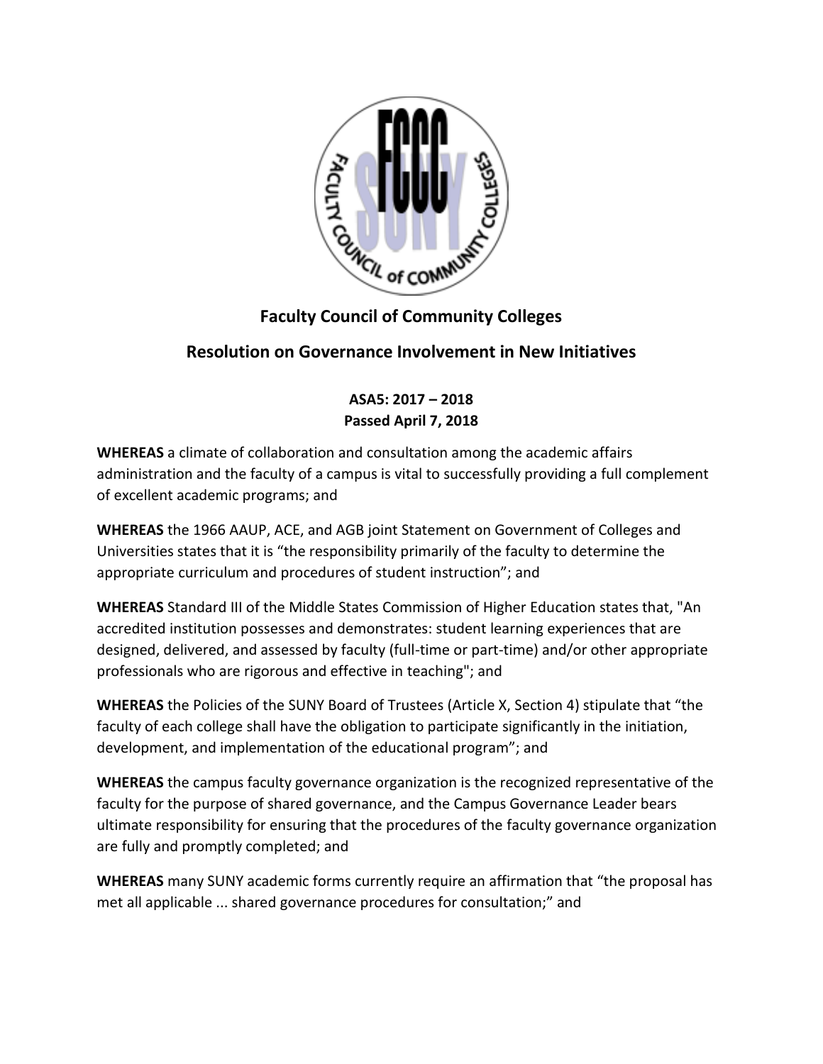# Faculty Council of Community Colleges

## Resolution on Governance Involvement in New Initiatives

**ASA5: 2017 – 2018**
**Passed April 7, 2018**

**WHEREAS** a climate of collaboration and consultation among the academic affairs administration and the faculty of a campus is vital to successfully providing a full complement of excellent academic programs; and

**WHEREAS** the 1966 AAUP, ACE, and AGB joint Statement on Government of Colleges and Universities states that it is "the responsibility primarily of the faculty to determine the appropriate curriculum and procedures of student instruction"; and

**WHEREAS** Standard III of the Middle States Commission of Higher Education states that, "An accredited institution possesses and demonstrates: student learning experiences that are designed, delivered, and assessed by faculty (full-time or part-time) and/or other appropriate professionals who are rigorous and effective in teaching"; and

**WHEREAS** the Policies of the SUNY Board of Trustees (Article X, Section 4) stipulate that "the faculty of each college shall have the obligation to participate significantly in the initiation, development, and implementation of the educational program"; and

**WHEREAS** the campus faculty governance organization is the recognized representative of the faculty for the purpose of shared governance, and the Campus Governance Leader bears ultimate responsibility for ensuring that the procedures of the faculty governance organization are fully and promptly completed; and

**WHEREAS** many SUNY academic forms currently require an affirmation that "the proposal has met all applicable ... shared governance procedures for consultation;" and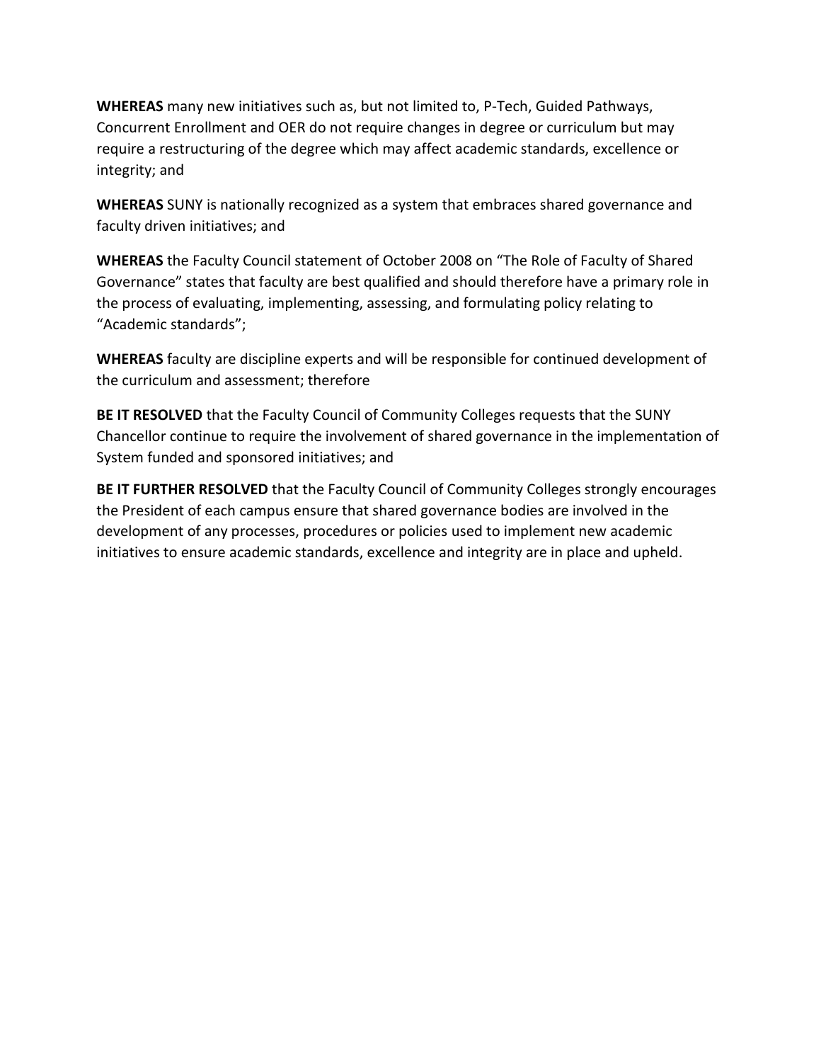**WHEREAS** many new initiatives such as, but not limited to, P-Tech, Guided Pathways, Concurrent Enrollment and OER do not require changes in degree or curriculum but may require a restructuring of the degree which may affect academic standards, excellence or integrity; and

**WHEREAS** SUNY is nationally recognized as a system that embraces shared governance and faculty driven initiatives; and

**WHEREAS** the Faculty Council statement of October 2008 on "The Role of Faculty of Shared Governance" states that faculty are best qualified and should therefore have a primary role in the process of evaluating, implementing, assessing, and formulating policy relating to "Academic standards";

**WHEREAS** faculty are discipline experts and will be responsible for continued development of the curriculum and assessment; therefore

**BE IT RESOLVED** that the Faculty Council of Community Colleges requests that the SUNY Chancellor continue to require the involvement of shared governance in the implementation of System funded and sponsored initiatives; and

**BE IT FURTHER RESOLVED** that the Faculty Council of Community Colleges strongly encourages the President of each campus ensure that shared governance bodies are involved in the development of any processes, procedures or policies used to implement new academic initiatives to ensure academic standards, excellence and integrity are in place and upheld.